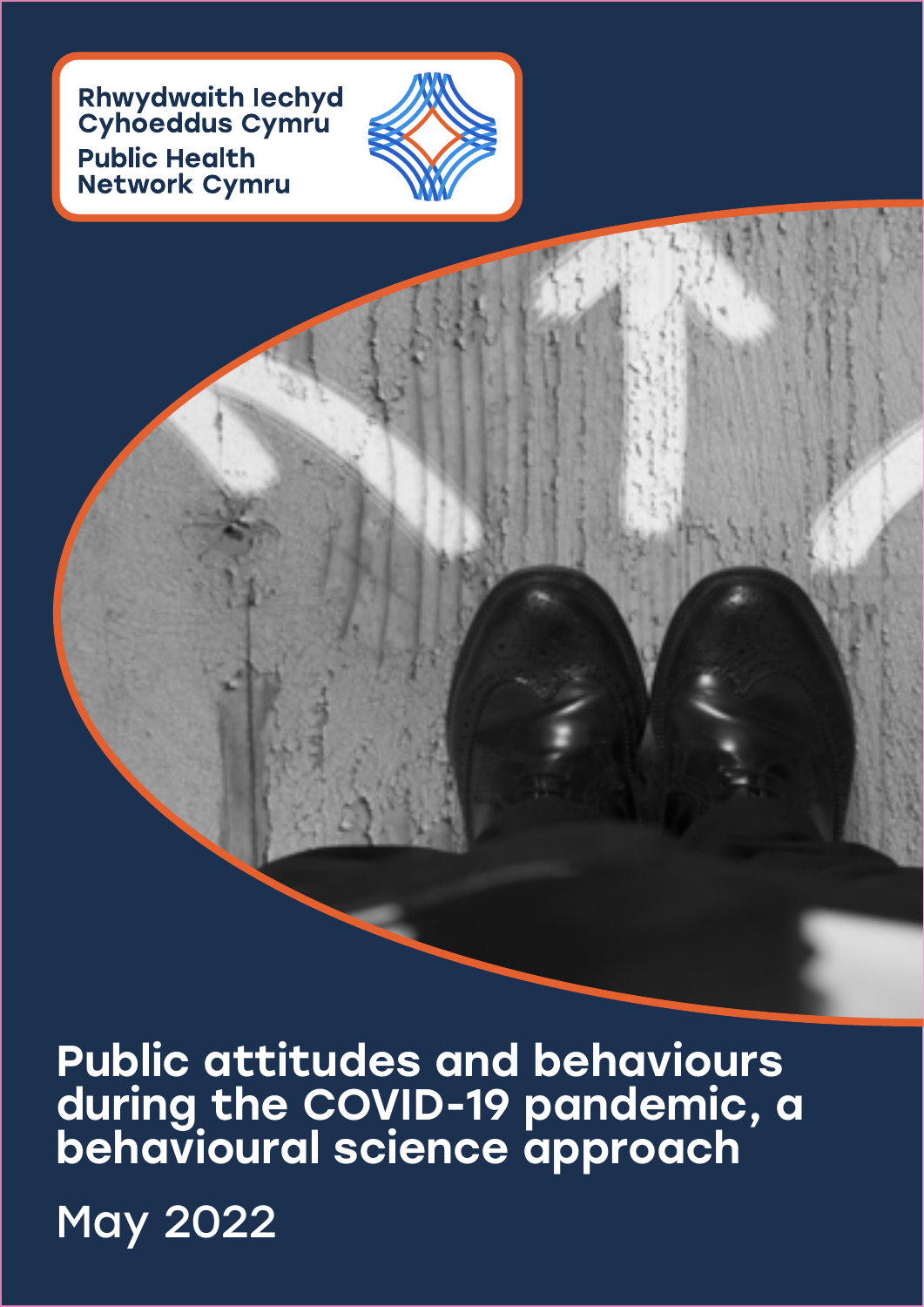Rhwydwaith Iechyd Cyhoeddus Cymru

Public Health Network Cymru

# Public attitudes and behaviours during the COVID-19 pandemic, a behavioural science approach

May 2022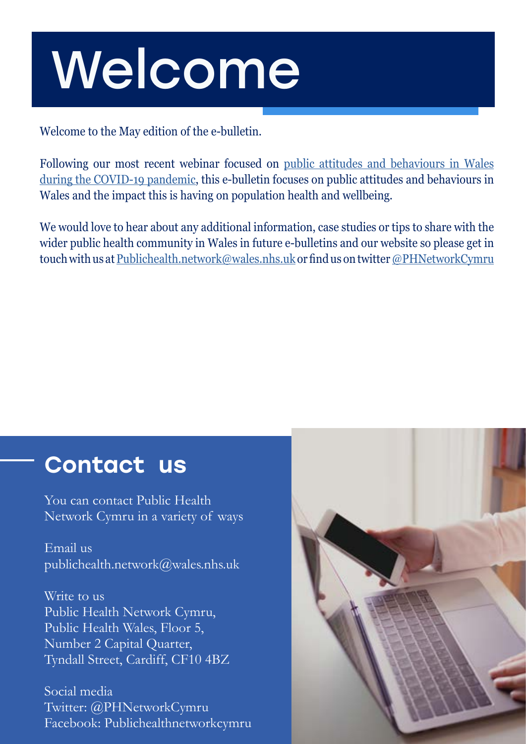# Welcome

Welcome to the May edition of the e-bulletin.

Following our most recent webinar focused on public attitudes and behaviours in Wales during the COVID-19 pandemic, this e-bulletin focuses on public attitudes and behaviours in Wales and the impact this is having on population health and wellbeing.

We would love to hear about any additional information, case studies or tips to share with the wider public health community in Wales in future e-bulletins and our website so please get in touch with us at Publichealth.network@wales.nhs.uk or find us on twitter @PHNetworkCymru

## Contact us

You can contact Public Health Network Cymru in a variety of ways

Email us
publichealth.network@wales.nhs.uk

Write to us
Public Health Network Cymru,
Public Health Wales, Floor 5,
Number 2 Capital Quarter,
Tyndall Street, Cardiff, CF10 4BZ

Social media
Twitter: @PHNetworkCymru
Facebook: Publichealthnetworkcymru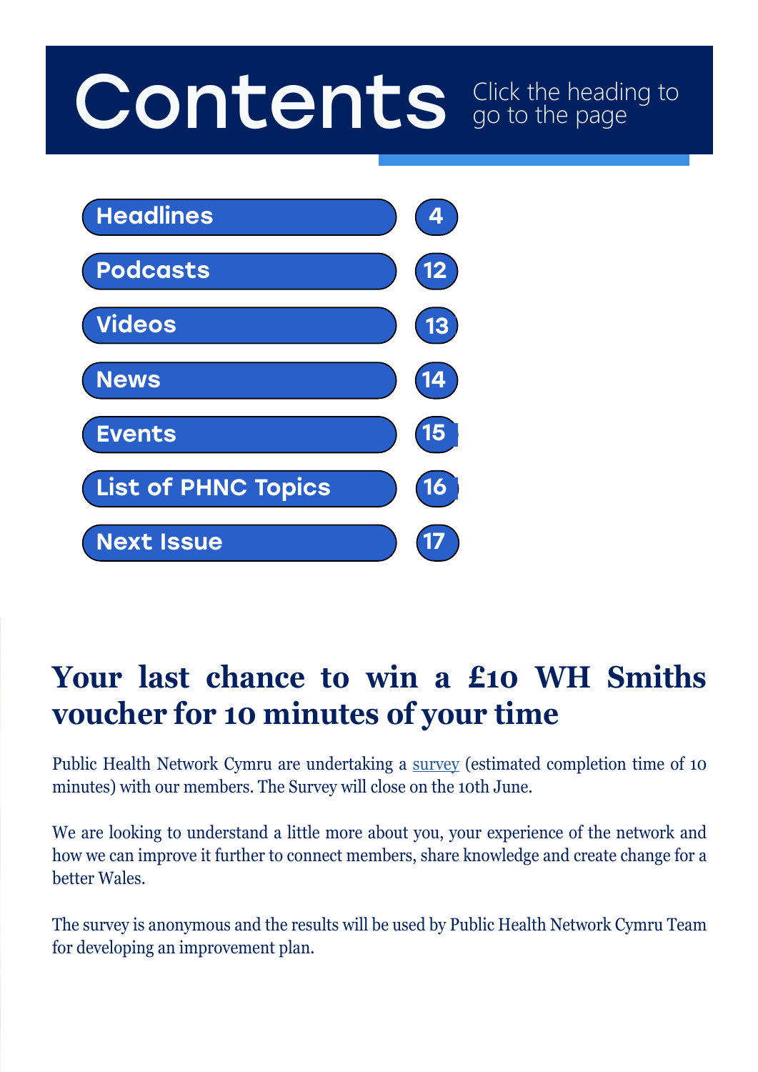# Contents

Click the heading to go to the page

| Section | Page |
| --- | --- |
| Headlines | 4 |
| Podcasts | 12 |
| Videos | 13 |
| News | 14 |
| Events | 15 |
| List of PHNC Topics | 16 |
| Next Issue | 17 |

## Your last chance to win a £10 WH Smiths voucher for 10 minutes of your time

Public Health Network Cymru are undertaking a survey (estimated completion time of 10 minutes) with our members. The Survey will close on the 10th June.

We are looking to understand a little more about you, your experience of the network and how we can improve it further to connect members, share knowledge and create change for a better Wales.

The survey is anonymous and the results will be used by Public Health Network Cymru Team for developing an improvement plan.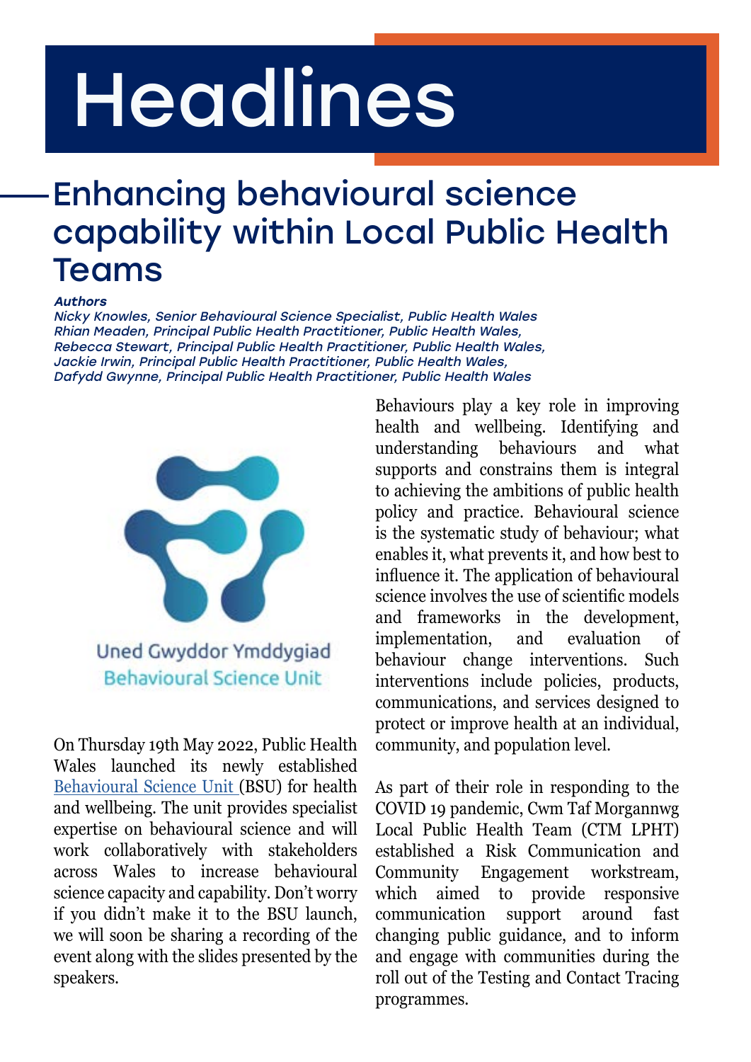# Headlines

## Enhancing behavioural science capability within Local Public Health Teams

***Authors***
*Nicky Knowles, Senior Behavioural Science Specialist, Public Health Wales*
*Rhian Meaden, Principal Public Health Practitioner, Public Health Wales,*
*Rebecca Stewart, Principal Public Health Practitioner, Public Health Wales,*
*Jackie Irwin, Principal Public Health Practitioner, Public Health Wales,*
*Dafydd Gwynne, Principal Public Health Practitioner, Public Health Wales*

Uned Gwyddor Ymddygiad
Behavioural Science Unit

On Thursday 19th May 2022, Public Health Wales launched its newly established Behavioural Science Unit (BSU) for health and wellbeing. The unit provides specialist expertise on behavioural science and will work collaboratively with stakeholders across Wales to increase behavioural science capacity and capability. Don't worry if you didn't make it to the BSU launch, we will soon be sharing a recording of the event along with the slides presented by the speakers.

Behaviours play a key role in improving health and wellbeing. Identifying and understanding behaviours and what supports and constrains them is integral to achieving the ambitions of public health policy and practice. Behavioural science is the systematic study of behaviour; what enables it, what prevents it, and how best to influence it. The application of behavioural science involves the use of scientific models and frameworks in the development, implementation, and evaluation of behaviour change interventions. Such interventions include policies, products, communications, and services designed to protect or improve health at an individual, community, and population level.

As part of their role in responding to the COVID 19 pandemic, Cwm Taf Morgannwg Local Public Health Team (CTM LPHT) established a Risk Communication and Community Engagement workstream, which aimed to provide responsive communication support around fast changing public guidance, and to inform and engage with communities during the roll out of the Testing and Contact Tracing programmes.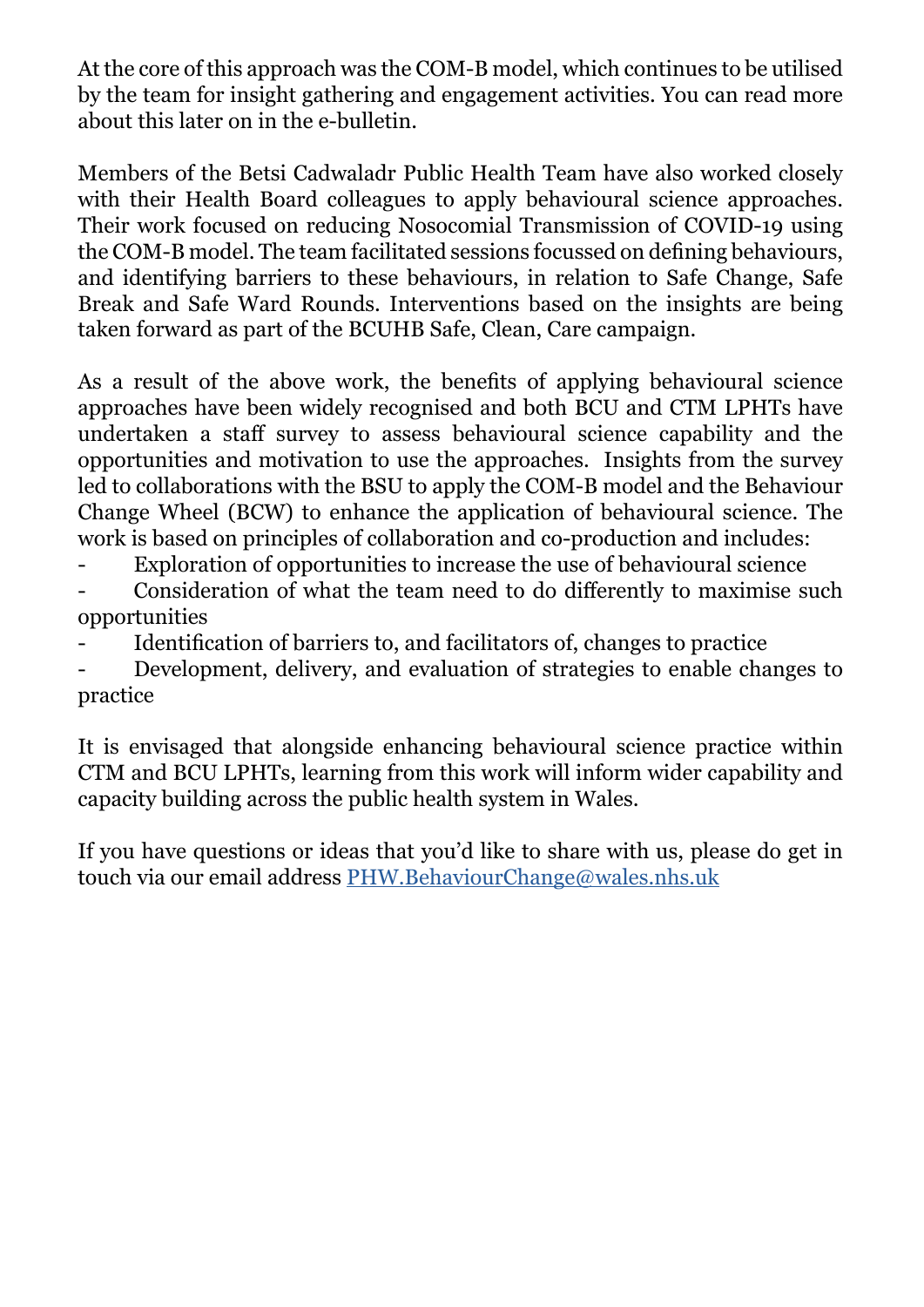At the core of this approach was the COM-B model, which continues to be utilised by the team for insight gathering and engagement activities. You can read more about this later on in the e-bulletin.

Members of the Betsi Cadwaladr Public Health Team have also worked closely with their Health Board colleagues to apply behavioural science approaches. Their work focused on reducing Nosocomial Transmission of COVID-19 using the COM-B model. The team facilitated sessions focussed on defining behaviours, and identifying barriers to these behaviours, in relation to Safe Change, Safe Break and Safe Ward Rounds. Interventions based on the insights are being taken forward as part of the BCUHB Safe, Clean, Care campaign.

As a result of the above work, the benefits of applying behavioural science approaches have been widely recognised and both BCU and CTM LPHTs have undertaken a staff survey to assess behavioural science capability and the opportunities and motivation to use the approaches. Insights from the survey led to collaborations with the BSU to apply the COM-B model and the Behaviour Change Wheel (BCW) to enhance the application of behavioural science. The work is based on principles of collaboration and co-production and includes:

- Exploration of opportunities to increase the use of behavioural science
- Consideration of what the team need to do differently to maximise such opportunities
- Identification of barriers to, and facilitators of, changes to practice
- Development, delivery, and evaluation of strategies to enable changes to practice

It is envisaged that alongside enhancing behavioural science practice within CTM and BCU LPHTs, learning from this work will inform wider capability and capacity building across the public health system in Wales.

If you have questions or ideas that you'd like to share with us, please do get in touch via our email address [PHW.BehaviourChange@wales.nhs.uk](mailto:PHW.BehaviourChange@wales.nhs.uk)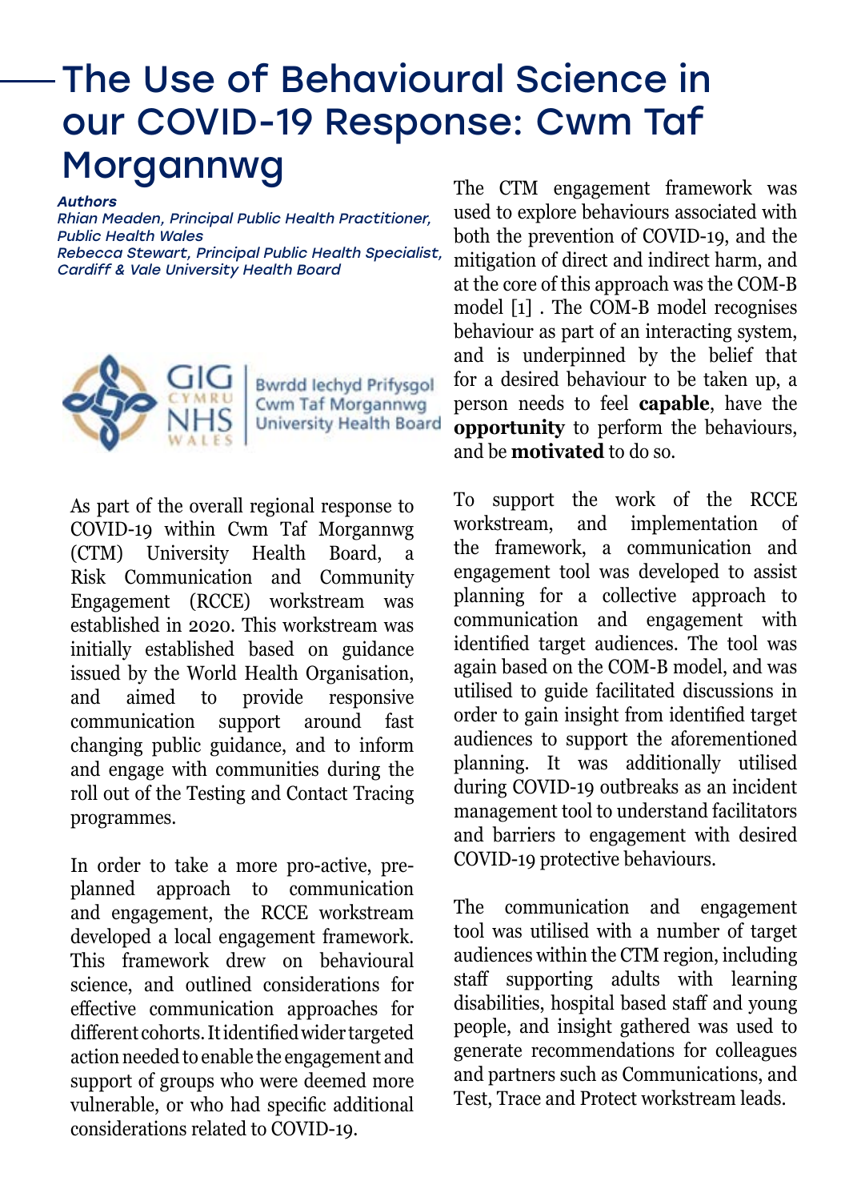# The Use of Behavioural Science in our COVID-19 Response: Cwm Taf Morgannwg

***Authors***
*Rhian Meaden, Principal Public Health Practitioner, Public Health Wales*
*Rebecca Stewart, Principal Public Health Specialist, Cardiff & Vale University Health Board*

GIG CYMRU NHS WALES | Bwrdd Iechyd Prifysgol Cwm Taf Morgannwg University Health Board

As part of the overall regional response to COVID-19 within Cwm Taf Morgannwg (CTM) University Health Board, a Risk Communication and Community Engagement (RCCE) workstream was established in 2020. This workstream was initially established based on guidance issued by the World Health Organisation, and aimed to provide responsive communication support around fast changing public guidance, and to inform and engage with communities during the roll out of the Testing and Contact Tracing programmes.

In order to take a more pro-active, pre-planned approach to communication and engagement, the RCCE workstream developed a local engagement framework. This framework drew on behavioural science, and outlined considerations for effective communication approaches for different cohorts. It identified wider targeted action needed to enable the engagement and support of groups who were deemed more vulnerable, or who had specific additional considerations related to COVID-19.

The CTM engagement framework was used to explore behaviours associated with both the prevention of COVID-19, and the mitigation of direct and indirect harm, and at the core of this approach was the COM-B model [1] . The COM-B model recognises behaviour as part of an interacting system, and is underpinned by the belief that for a desired behaviour to be taken up, a person needs to feel **capable**, have the **opportunity** to perform the behaviours, and be **motivated** to do so.

To support the work of the RCCE workstream, and implementation of the framework, a communication and engagement tool was developed to assist planning for a collective approach to communication and engagement with identified target audiences. The tool was again based on the COM-B model, and was utilised to guide facilitated discussions in order to gain insight from identified target audiences to support the aforementioned planning. It was additionally utilised during COVID-19 outbreaks as an incident management tool to understand facilitators and barriers to engagement with desired COVID-19 protective behaviours.

The communication and engagement tool was utilised with a number of target audiences within the CTM region, including staff supporting adults with learning disabilities, hospital based staff and young people, and insight gathered was used to generate recommendations for colleagues and partners such as Communications, and Test, Trace and Protect workstream leads.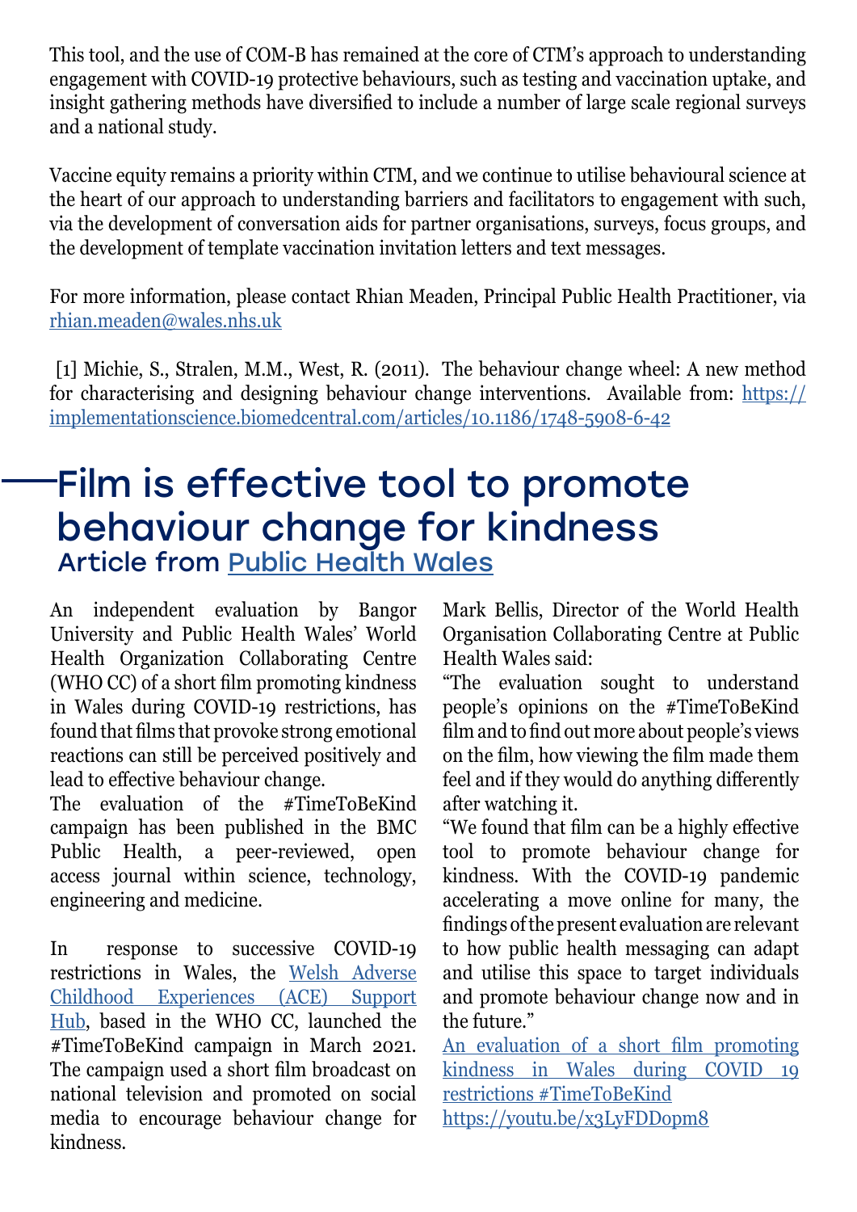This tool, and the use of COM-B has remained at the core of CTM's approach to understanding engagement with COVID-19 protective behaviours, such as testing and vaccination uptake, and insight gathering methods have diversified to include a number of large scale regional surveys and a national study.

Vaccine equity remains a priority within CTM, and we continue to utilise behavioural science at the heart of our approach to understanding barriers and facilitators to engagement with such, via the development of conversation aids for partner organisations, surveys, focus groups, and the development of template vaccination invitation letters and text messages.

For more information, please contact Rhian Meaden, Principal Public Health Practitioner, via [rhian.meaden@wales.nhs.uk](mailto:rhian.meaden@wales.nhs.uk)

[1] Michie, S., Stralen, M.M., West, R. (2011). The behaviour change wheel: A new method for characterising and designing behaviour change interventions. Available from: [https://implementationscience.biomedcentral.com/articles/10.1186/1748-5908-6-42](https://implementationscience.biomedcentral.com/articles/10.1186/1748-5908-6-42)

# Film is effective tool to promote behaviour change for kindness

### Article from Public Health Wales

An independent evaluation by Bangor University and Public Health Wales' World Health Organization Collaborating Centre (WHO CC) of a short film promoting kindness in Wales during COVID-19 restrictions, has found that films that provoke strong emotional reactions can still be perceived positively and lead to effective behaviour change.

The evaluation of the #TimeToBeKind campaign has been published in the BMC Public Health, a peer-reviewed, open access journal within science, technology, engineering and medicine.

In response to successive COVID-19 restrictions in Wales, the Welsh Adverse Childhood Experiences (ACE) Support Hub, based in the WHO CC, launched the #TimeToBeKind campaign in March 2021. The campaign used a short film broadcast on national television and promoted on social media to encourage behaviour change for kindness.

Mark Bellis, Director of the World Health Organisation Collaborating Centre at Public Health Wales said:

"The evaluation sought to understand people's opinions on the #TimeToBeKind film and to find out more about people's views on the film, how viewing the film made them feel and if they would do anything differently after watching it.

"We found that film can be a highly effective tool to promote behaviour change for kindness. With the COVID-19 pandemic accelerating a move online for many, the findings of the present evaluation are relevant to how public health messaging can adapt and utilise this space to target individuals and promote behaviour change now and in the future."

An evaluation of a short film promoting kindness in Wales during COVID 19 restrictions #TimeToBeKind

[https://youtu.be/x3LyFDDopm8](https://youtu.be/x3LyFDDopm8)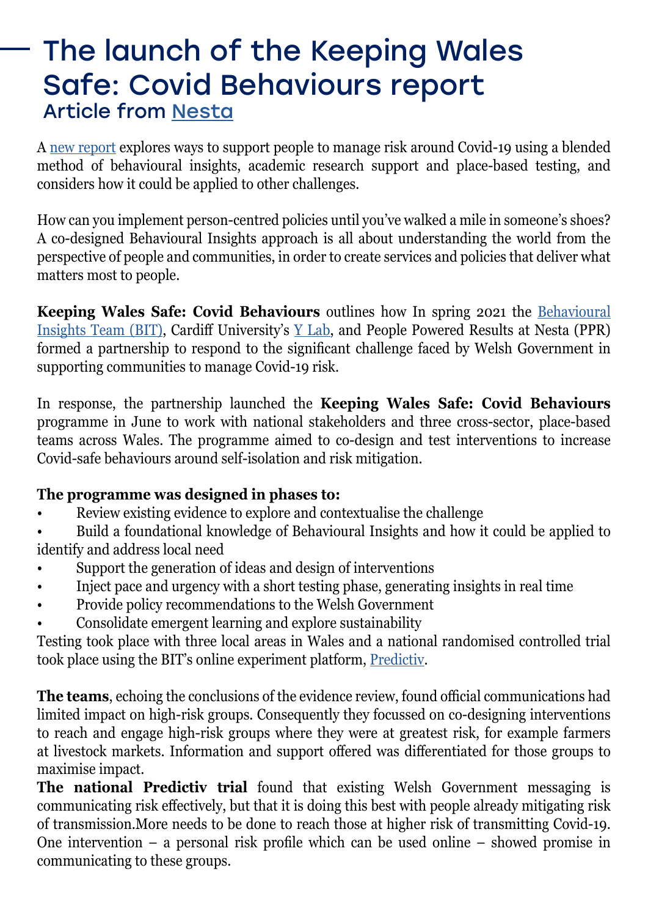# The launch of the Keeping Wales Safe: Covid Behaviours report

## Article from Nesta

A new report explores ways to support people to manage risk around Covid-19 using a blended method of behavioural insights, academic research support and place-based testing, and considers how it could be applied to other challenges.

How can you implement person-centred policies until you've walked a mile in someone's shoes? A co-designed Behavioural Insights approach is all about understanding the world from the perspective of people and communities, in order to create services and policies that deliver what matters most to people.

**Keeping Wales Safe: Covid Behaviours** outlines how In spring 2021 the Behavioural Insights Team (BIT), Cardiff University's Y Lab, and People Powered Results at Nesta (PPR) formed a partnership to respond to the significant challenge faced by Welsh Government in supporting communities to manage Covid-19 risk.

In response, the partnership launched the **Keeping Wales Safe: Covid Behaviours** programme in June to work with national stakeholders and three cross-sector, place-based teams across Wales. The programme aimed to co-design and test interventions to increase Covid-safe behaviours around self-isolation and risk mitigation.

**The programme was designed in phases to:**

- Review existing evidence to explore and contextualise the challenge
- Build a foundational knowledge of Behavioural Insights and how it could be applied to identify and address local need
- Support the generation of ideas and design of interventions
- Inject pace and urgency with a short testing phase, generating insights in real time
- Provide policy recommendations to the Welsh Government
- Consolidate emergent learning and explore sustainability

Testing took place with three local areas in Wales and a national randomised controlled trial took place using the BIT's online experiment platform, Predictiv.

**The teams**, echoing the conclusions of the evidence review, found official communications had limited impact on high-risk groups. Consequently they focussed on co-designing interventions to reach and engage high-risk groups where they were at greatest risk, for example farmers at livestock markets. Information and support offered was differentiated for those groups to maximise impact.

**The national Predictiv trial** found that existing Welsh Government messaging is communicating risk effectively, but that it is doing this best with people already mitigating risk of transmission.More needs to be done to reach those at higher risk of transmitting Covid-19. One intervention – a personal risk profile which can be used online – showed promise in communicating to these groups.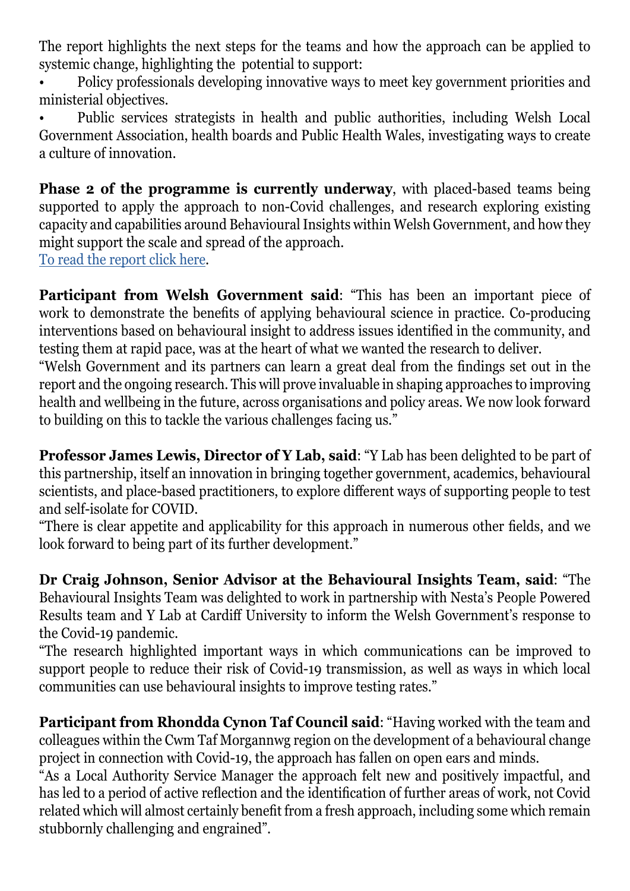The report highlights the next steps for the teams and how the approach can be applied to systemic change, highlighting the potential to support:

- Policy professionals developing innovative ways to meet key government priorities and ministerial objectives.
- Public services strategists in health and public authorities, including Welsh Local Government Association, health boards and Public Health Wales, investigating ways to create a culture of innovation.

**Phase 2 of the programme is currently underway**, with placed-based teams being supported to apply the approach to non-Covid challenges, and research exploring existing capacity and capabilities around Behavioural Insights within Welsh Government, and how they might support the scale and spread of the approach.
To read the report click here.

**Participant from Welsh Government said**: "This has been an important piece of work to demonstrate the benefits of applying behavioural science in practice. Co-producing interventions based on behavioural insight to address issues identified in the community, and testing them at rapid pace, was at the heart of what we wanted the research to deliver.
"Welsh Government and its partners can learn a great deal from the findings set out in the report and the ongoing research. This will prove invaluable in shaping approaches to improving health and wellbeing in the future, across organisations and policy areas. We now look forward to building on this to tackle the various challenges facing us."

**Professor James Lewis, Director of Y Lab, said**: "Y Lab has been delighted to be part of this partnership, itself an innovation in bringing together government, academics, behavioural scientists, and place-based practitioners, to explore different ways of supporting people to test and self-isolate for COVID.
"There is clear appetite and applicability for this approach in numerous other fields, and we look forward to being part of its further development."

**Dr Craig Johnson, Senior Advisor at the Behavioural Insights Team, said**: "The Behavioural Insights Team was delighted to work in partnership with Nesta's People Powered Results team and Y Lab at Cardiff University to inform the Welsh Government's response to the Covid-19 pandemic.
"The research highlighted important ways in which communications can be improved to support people to reduce their risk of Covid-19 transmission, as well as ways in which local communities can use behavioural insights to improve testing rates."

**Participant from Rhondda Cynon Taf Council said**: "Having worked with the team and colleagues within the Cwm Taf Morgannwg region on the development of a behavioural change project in connection with Covid-19, the approach has fallen on open ears and minds.
"As a Local Authority Service Manager the approach felt new and positively impactful, and has led to a period of active reflection and the identification of further areas of work, not Covid related which will almost certainly benefit from a fresh approach, including some which remain stubbornly challenging and engrained".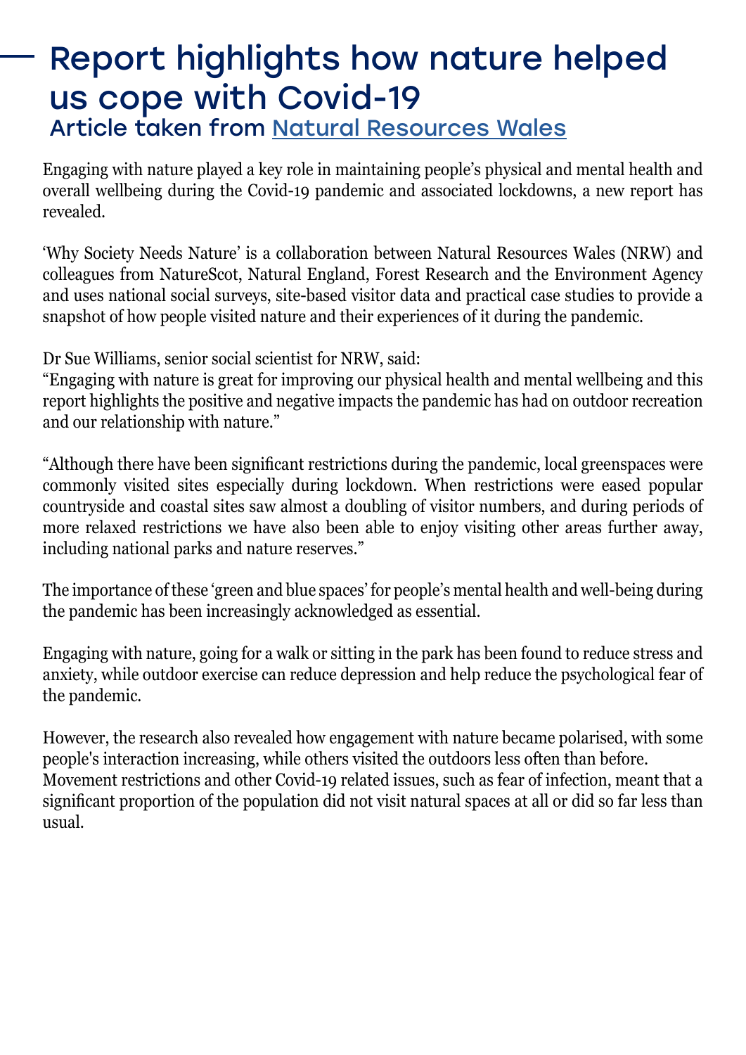# Report highlights how nature helped us cope with Covid-19

## Article taken from Natural Resources Wales

Engaging with nature played a key role in maintaining people's physical and mental health and overall wellbeing during the Covid-19 pandemic and associated lockdowns, a new report has revealed.

'Why Society Needs Nature' is a collaboration between Natural Resources Wales (NRW) and colleagues from NatureScot, Natural England, Forest Research and the Environment Agency and uses national social surveys, site-based visitor data and practical case studies to provide a snapshot of how people visited nature and their experiences of it during the pandemic.

Dr Sue Williams, senior social scientist for NRW, said:
"Engaging with nature is great for improving our physical health and mental wellbeing and this report highlights the positive and negative impacts the pandemic has had on outdoor recreation and our relationship with nature."

"Although there have been significant restrictions during the pandemic, local greenspaces were commonly visited sites especially during lockdown. When restrictions were eased popular countryside and coastal sites saw almost a doubling of visitor numbers, and during periods of more relaxed restrictions we have also been able to enjoy visiting other areas further away, including national parks and nature reserves."

The importance of these 'green and blue spaces' for people's mental health and well-being during the pandemic has been increasingly acknowledged as essential.

Engaging with nature, going for a walk or sitting in the park has been found to reduce stress and anxiety, while outdoor exercise can reduce depression and help reduce the psychological fear of the pandemic.

However, the research also revealed how engagement with nature became polarised, with some people's interaction increasing, while others visited the outdoors less often than before.
Movement restrictions and other Covid-19 related issues, such as fear of infection, meant that a significant proportion of the population did not visit natural spaces at all or did so far less than usual.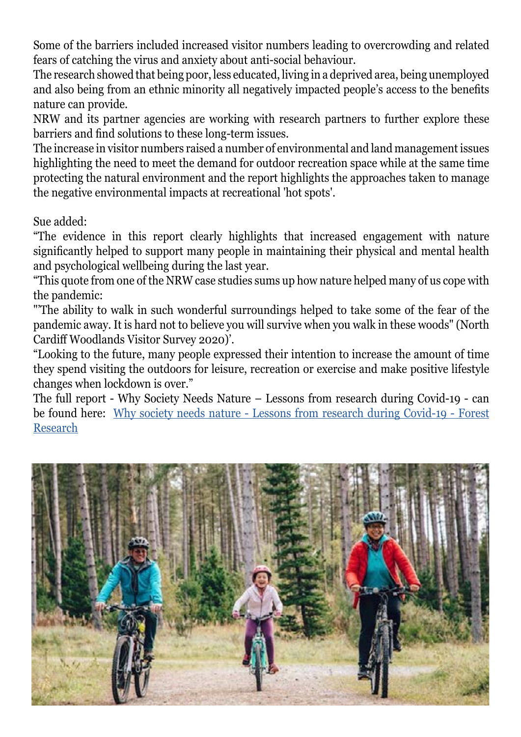Some of the barriers included increased visitor numbers leading to overcrowding and related fears of catching the virus and anxiety about anti-social behaviour.

The research showed that being poor, less educated, living in a deprived area, being unemployed and also being from an ethnic minority all negatively impacted people's access to the benefits nature can provide.

NRW and its partner agencies are working with research partners to further explore these barriers and find solutions to these long-term issues.

The increase in visitor numbers raised a number of environmental and land management issues highlighting the need to meet the demand for outdoor recreation space while at the same time protecting the natural environment and the report highlights the approaches taken to manage the negative environmental impacts at recreational 'hot spots'.

Sue added:

"The evidence in this report clearly highlights that increased engagement with nature significantly helped to support many people in maintaining their physical and mental health and psychological wellbeing during the last year.

"This quote from one of the NRW case studies sums up how nature helped many of us cope with the pandemic:

"'The ability to walk in such wonderful surroundings helped to take some of the fear of the pandemic away. It is hard not to believe you will survive when you walk in these woods" (North Cardiff Woodlands Visitor Survey 2020)'.

"Looking to the future, many people expressed their intention to increase the amount of time they spend visiting the outdoors for leisure, recreation or exercise and make positive lifestyle changes when lockdown is over."

The full report - Why Society Needs Nature – Lessons from research during Covid-19 - can be found here: [Why society needs nature - Lessons from research during Covid-19 - Forest Research]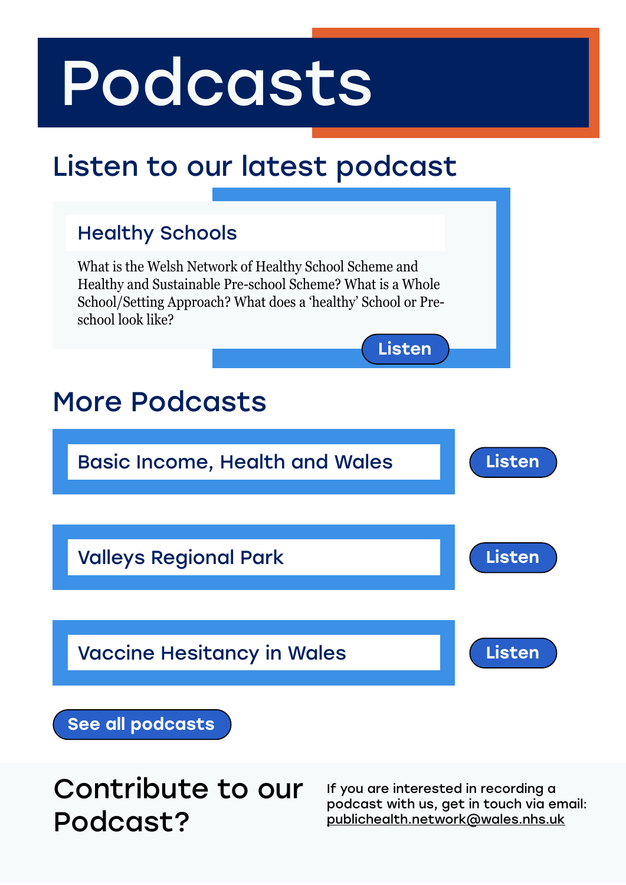# Podcasts

## Listen to our latest podcast

### Healthy Schools

What is the Welsh Network of Healthy School Scheme and Healthy and Sustainable Pre-school Scheme? What is a Whole School/Setting Approach? What does a 'healthy' School or Pre-school look like?

Listen

## More Podcasts

### Basic Income, Health and Wales

Listen

### Valleys Regional Park

Listen

### Vaccine Hesitancy in Wales

Listen

See all podcasts

## Contribute to our Podcast?

If you are interested in recording a podcast with us, get in touch via email: publichealth.network@wales.nhs.uk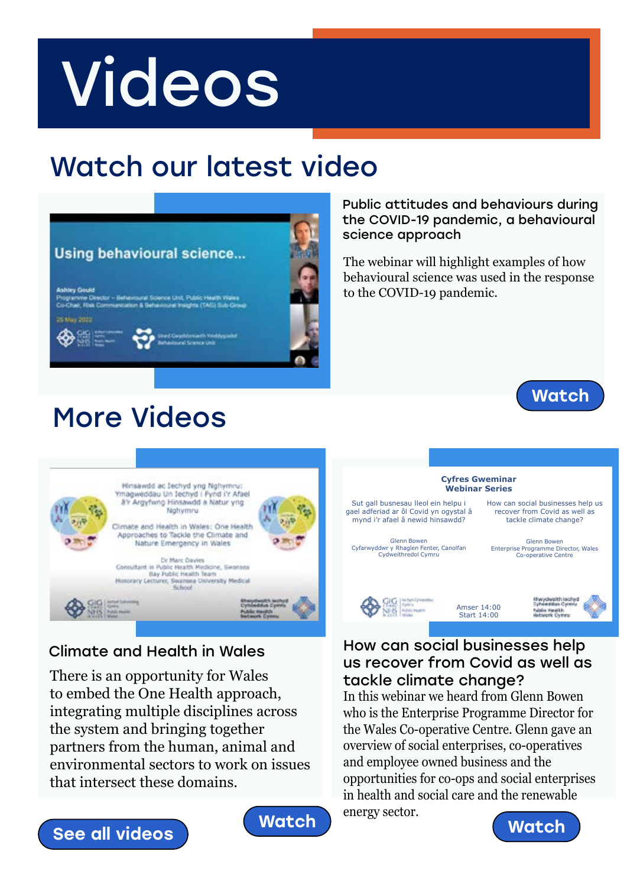# Videos

## Watch our latest video

### Public attitudes and behaviours during the COVID-19 pandemic, a behavioural science approach

The webinar will highlight examples of how behavioural science was used in the response to the COVID-19 pandemic.

Watch

## More Videos

### Climate and Health in Wales

There is an opportunity for Wales to embed the One Health approach, integrating multiple disciplines across the system and bringing together partners from the human, animal and environmental sectors to work on issues that intersect these domains.

Watch

### How can social businesses help us recover from Covid as well as tackle climate change?

In this webinar we heard from Glenn Bowen who is the Enterprise Programme Director for the Wales Co-operative Centre. Glenn gave an overview of social enterprises, co-operatives and employee owned business and the opportunities for co-ops and social enterprises in health and social care and the renewable energy sector.

Watch

See all videos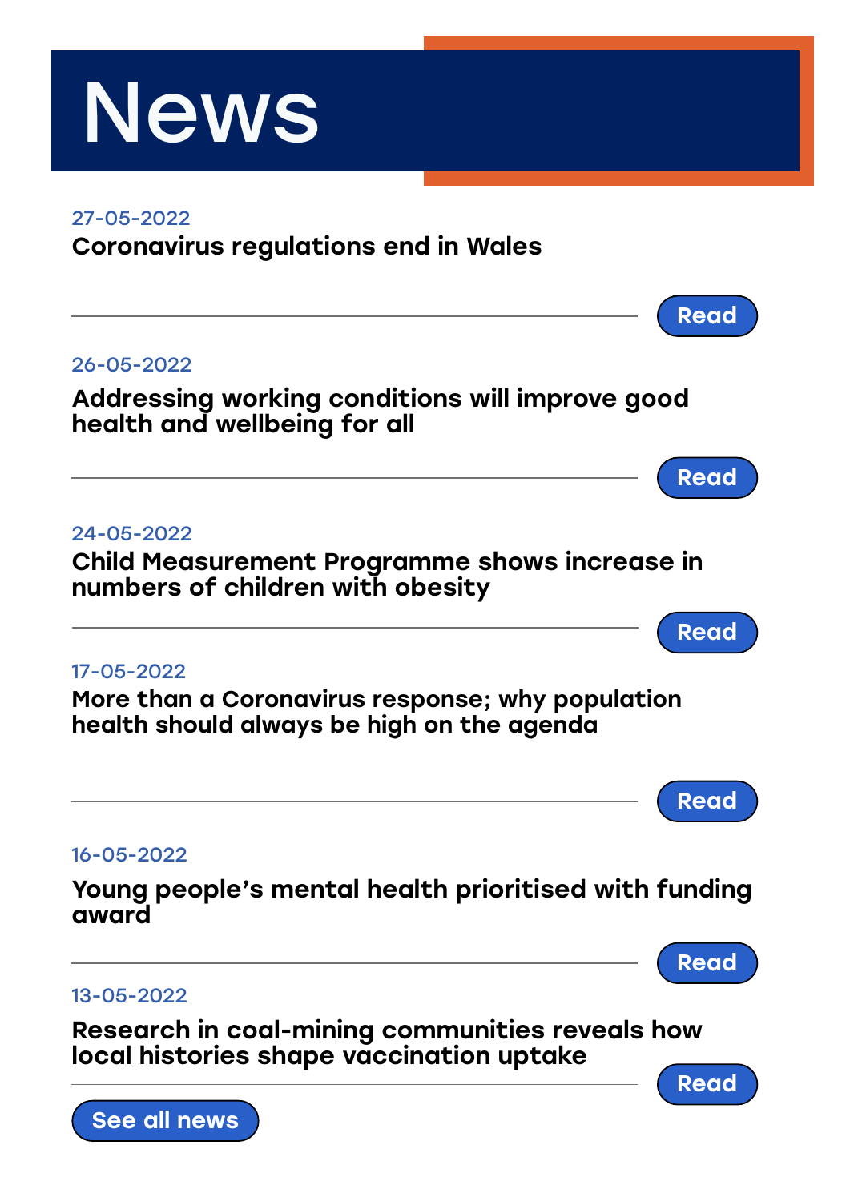# News

27-05-2022

**Coronavirus regulations end in Wales**

Read

---

26-05-2022

**Addressing working conditions will improve good health and wellbeing for all**

Read

---

24-05-2022

**Child Measurement Programme shows increase in numbers of children with obesity**

Read

---

17-05-2022

**More than a Coronavirus response; why population health should always be high on the agenda**

Read

---

16-05-2022

**Young people's mental health prioritised with funding award**

Read

---

13-05-2022

**Research in coal-mining communities reveals how local histories shape vaccination uptake**

Read

---

See all news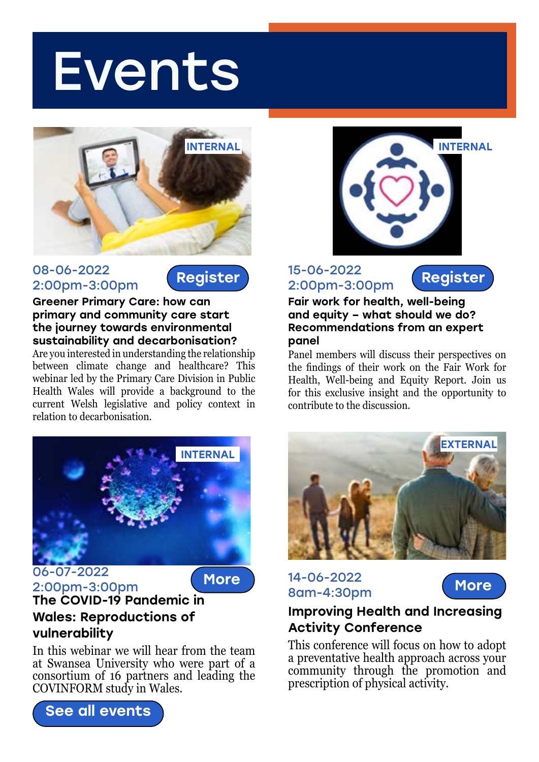# Events

INTERNAL

08-06-2022
2:00pm-3:00pm

Register

**Greener Primary Care: how can primary and community care start the journey towards environmental sustainability and decarbonisation?**

Are you interested in understanding the relationship between climate change and healthcare? This webinar led by the Primary Care Division in Public Health Wales will provide a background to the current Welsh legislative and policy context in relation to decarbonisation.

INTERNAL

15-06-2022
2:00pm-3:00pm

Register

**Fair work for health, well-being and equity – what should we do? Recommendations from an expert panel**

Panel members will discuss their perspectives on the findings of their work on the Fair Work for Health, Well-being and Equity Report. Join us for this exclusive insight and the opportunity to contribute to the discussion.

INTERNAL

06-07-2022
2:00pm-3:00pm

More

**The COVID-19 Pandemic in Wales: Reproductions of vulnerability**

In this webinar we will hear from the team at Swansea University who were part of a consortium of 16 partners and leading the COVINFORM study in Wales.

EXTERNAL

14-06-2022
8am-4:30pm

More

**Improving Health and Increasing Activity Conference**

This conference will focus on how to adopt a preventative health approach across your community through the promotion and prescription of physical activity.

See all events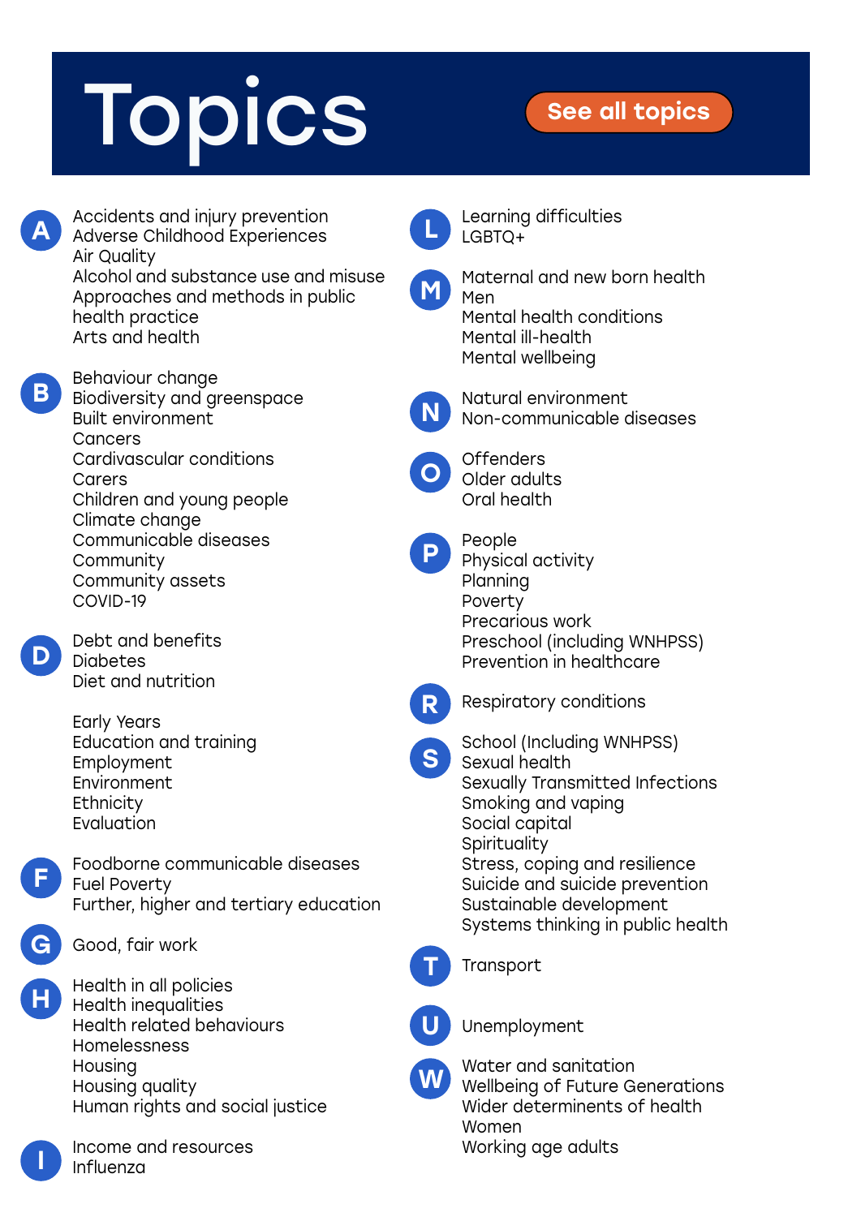# Topics

See all topics

**A**

- Accidents and injury prevention
- Adverse Childhood Experiences
- Air Quality
- Alcohol and substance use and misuse
- Approaches and methods in public health practice
- Arts and health

**B**

- Behaviour change
- Biodiversity and greenspace
- Built environment
- Cancers
- Cardivascular conditions
- Carers
- Children and young people
- Climate change
- Communicable diseases
- Community
- Community assets
- COVID-19

**D**

- Debt and benefits
- Diabetes
- Diet and nutrition

- Early Years
- Education and training
- Employment
- Environment
- Ethnicity
- Evaluation

**F**

- Foodborne communicable diseases
- Fuel Poverty
- Further, higher and tertiary education

**G**

- Good, fair work

**H**

- Health in all policies
- Health inequalities
- Health related behaviours
- Homelessness
- Housing
- Housing quality
- Human rights and social justice

**I**

- Income and resources
- Influenza

**L**

- Learning difficulties
- LGBTQ+

**M**

- Maternal and new born health
- Men
- Mental health conditions
- Mental ill-health
- Mental wellbeing

**N**

- Natural environment
- Non-communicable diseases

**O**

- Offenders
- Older adults
- Oral health

**P**

- People
- Physical activity
- Planning
- Poverty
- Precarious work
- Preschool (including WNHPSS)
- Prevention in healthcare

**R**

- Respiratory conditions

**S**

- School (Including WNHPSS)
- Sexual health
- Sexually Transmitted Infections
- Smoking and vaping
- Social capital
- Spirituality
- Stress, coping and resilience
- Suicide and suicide prevention
- Sustainable development
- Systems thinking in public health

**T**

- Transport

**U**

- Unemployment

**W**

- Water and sanitation
- Wellbeing of Future Generations
- Wider determinents of health
- Women
- Working age adults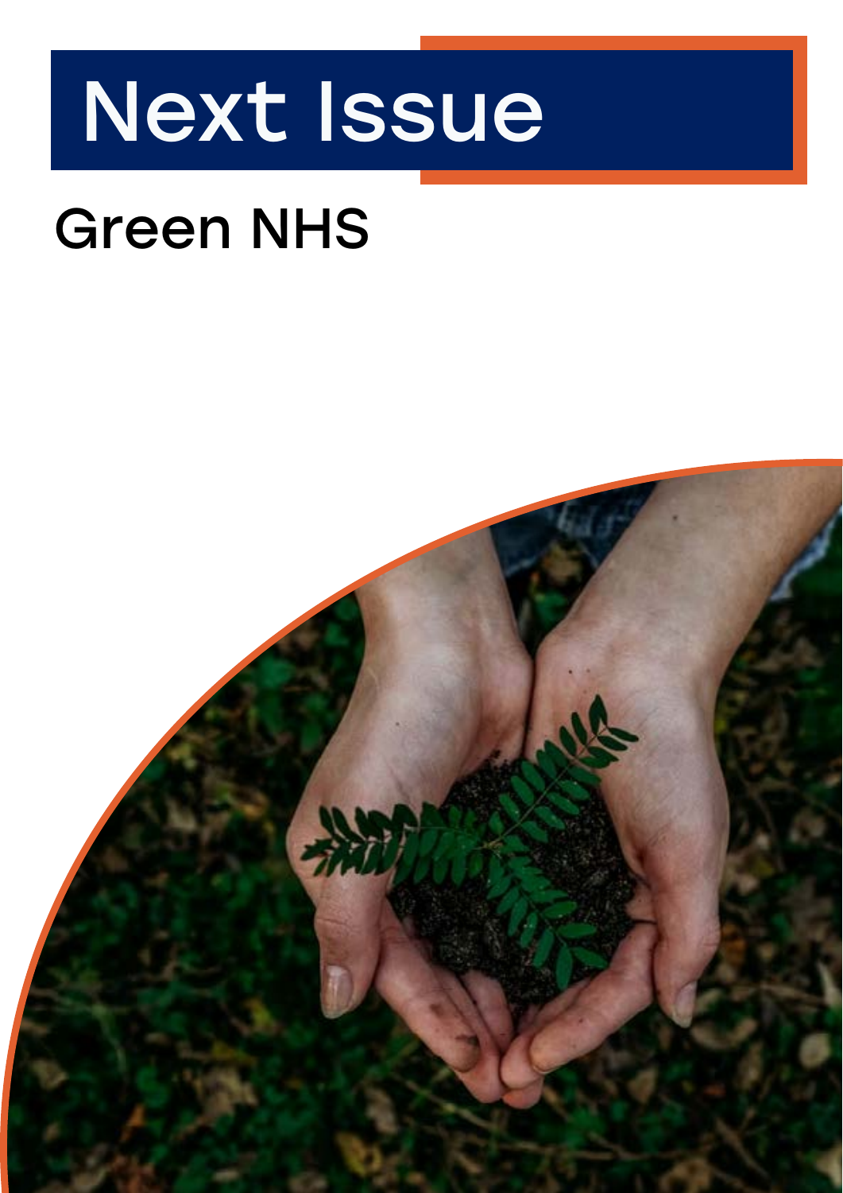# Next Issue

## Green NHS